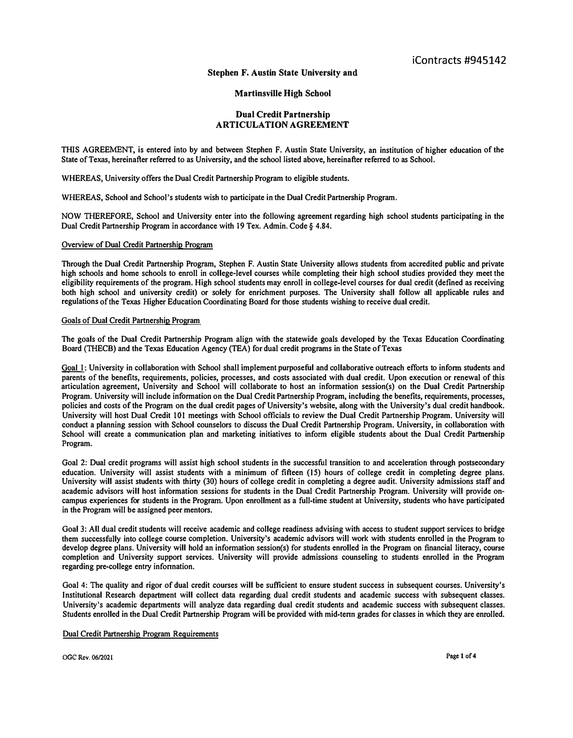iContracts #945142

**Stephen F. Austin State University and**

**Martinsville High School**

**Dual Credit Partnership**
**ARTICULATION AGREEMENT**

THIS AGREEMENT, is entered into by and between Stephen F. Austin State University, an institution of higher education of the State of Texas, hereinafter referred to as University, and the school listed above, hereinafter referred to as School.

WHEREAS, University offers the Dual Credit Partnership Program to eligible students.

WHEREAS, School and School's students wish to participate in the Dual Credit Partnership Program.

NOW THEREFORE, School and University enter into the following agreement regarding high school students participating in the Dual Credit Partnership Program in accordance with 19 Tex. Admin. Code § 4.84.

Overview of Dual Credit Partnership Program

Through the Dual Credit Partnership Program, Stephen F. Austin State University allows students from accredited public and private high schools and home schools to enroll in college-level courses while completing their high school studies provided they meet the eligibility requirements of the program. High school students may enroll in college-level courses for dual credit (defined as receiving both high school and university credit) or solely for enrichment purposes. The University shall follow all applicable rules and regulations of the Texas Higher Education Coordinating Board for those students wishing to receive dual credit.

Goals of Dual Credit Partnership Program

The goals of the Dual Credit Partnership Program align with the statewide goals developed by the Texas Education Coordinating Board (THECB) and the Texas Education Agency (TEA) for dual credit programs in the State of Texas

Goal 1: University in collaboration with School shall implement purposeful and collaborative outreach efforts to inform students and parents of the benefits, requirements, policies, processes, and costs associated with dual credit. Upon execution or renewal of this articulation agreement, University and School will collaborate to host an information session(s) on the Dual Credit Partnership Program. University will include information on the Dual Credit Partnership Program, including the benefits, requirements, processes, policies and costs of the Program on the dual credit pages of University's website, along with the University's dual credit handbook. University will host Dual Credit 101 meetings with School officials to review the Dual Credit Partnership Program. University will conduct a planning session with School counselors to discuss the Dual Credit Partnership Program. University, in collaboration with School will create a communication plan and marketing initiatives to inform eligible students about the Dual Credit Partnership Program.

Goal 2: Dual credit programs will assist high school students in the successful transition to and acceleration through postsecondary education. University will assist students with a minimum of fifteen (15) hours of college credit in completing degree plans. University will assist students with thirty (30) hours of college credit in completing a degree audit. University admissions staff and academic advisors will host information sessions for students in the Dual Credit Partnership Program. University will provide on-campus experiences for students in the Program. Upon enrollment as a full-time student at University, students who have participated in the Program will be assigned peer mentors.

Goal 3: All dual credit students will receive academic and college readiness advising with access to student support services to bridge them successfully into college course completion. University's academic advisors will work with students enrolled in the Program to develop degree plans. University will hold an information session(s) for students enrolled in the Program on financial literacy, course completion and University support services. University will provide admissions counseling to students enrolled in the Program regarding pre-college entry information.

Goal 4: The quality and rigor of dual credit courses will be sufficient to ensure student success in subsequent courses. University's Institutional Research department will collect data regarding dual credit students and academic success with subsequent classes. University's academic departments will analyze data regarding dual credit students and academic success with subsequent classes. Students enrolled in the Dual Credit Partnership Program will be provided with mid-term grades for classes in which they are enrolled.

Dual Credit Partnership Program Requirements

OGC Rev. 06/2021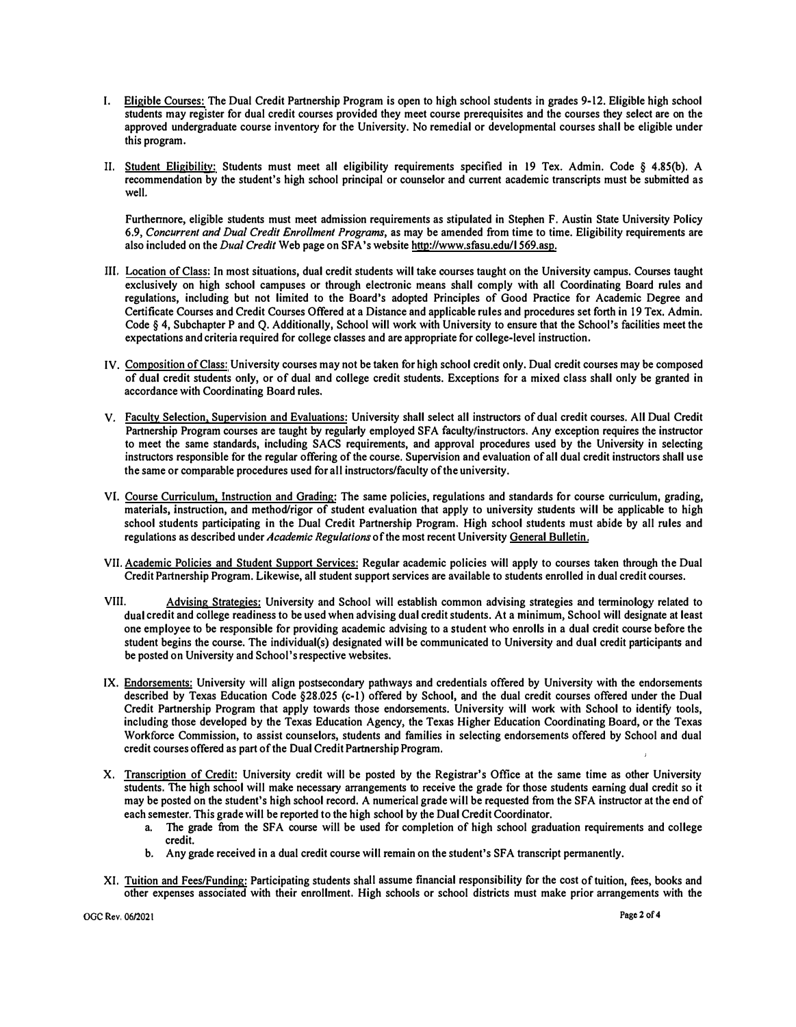I. <u>Eligible Courses:</u> The Dual Credit Partnership Program is open to high school students in grades 9-12. Eligible high school students may register for dual credit courses provided they meet course prerequisites and the courses they select are on the approved undergraduate course inventory for the University. No remedial or developmental courses shall be eligible under this program.

II. <u>Student Eligibility:</u> Students must meet all eligibility requirements specified in 19 Tex. Admin. Code § 4.85(b). A recommendation by the student's high school principal or counselor and current academic transcripts must be submitted as well.

   Furthermore, eligible students must meet admission requirements as stipulated in Stephen F. Austin State University Policy 6.9, *Concurrent and Dual Credit Enrollment Programs*, as may be amended from time to time. Eligibility requirements are also included on the *Dual Credit* Web page on SFA's website http://www.sfasu.edu/1569.asp.

III. <u>Location of Class:</u> In most situations, dual credit students will take courses taught on the University campus. Courses taught exclusively on high school campuses or through electronic means shall comply with all Coordinating Board rules and regulations, including but not limited to the Board's adopted Principles of Good Practice for Academic Degree and Certificate Courses and Credit Courses Offered at a Distance and applicable rules and procedures set forth in 19 Tex. Admin. Code § 4, Subchapter P and Q. Additionally, School will work with University to ensure that the School's facilities meet the expectations and criteria required for college classes and are appropriate for college-level instruction.

IV. <u>Composition of Class:</u> University courses may not be taken for high school credit only. Dual credit courses may be composed of dual credit students only, or of dual and college credit students. Exceptions for a mixed class shall only be granted in accordance with Coordinating Board rules.

V. <u>Faculty Selection, Supervision and Evaluations:</u> University shall select all instructors of dual credit courses. All Dual Credit Partnership Program courses are taught by regularly employed SFA faculty/instructors. Any exception requires the instructor to meet the same standards, including SACS requirements, and approval procedures used by the University in selecting instructors responsible for the regular offering of the course. Supervision and evaluation of all dual credit instructors shall use the same or comparable procedures used for all instructors/faculty of the university.

VI. <u>Course Curriculum, Instruction and Grading:</u> The same policies, regulations and standards for course curriculum, grading, materials, instruction, and method/rigor of student evaluation that apply to university students will be applicable to high school students participating in the Dual Credit Partnership Program. High school students must abide by all rules and regulations as described under *Academic Regulations* of the most recent University <u>General Bulletin</u>.

VII. <u>Academic Policies and Student Support Services:</u> Regular academic policies will apply to courses taken through the Dual Credit Partnership Program. Likewise, all student support services are available to students enrolled in dual credit courses.

VIII. <u>Advising Strategies:</u> University and School will establish common advising strategies and terminology related to dual credit and college readiness to be used when advising dual credit students. At a minimum, School will designate at least one employee to be responsible for providing academic advising to a student who enrolls in a dual credit course before the student begins the course. The individual(s) designated will be communicated to University and dual credit participants and be posted on University and School's respective websites.

IX. <u>Endorsements:</u> University will align postsecondary pathways and credentials offered by University with the endorsements described by Texas Education Code §28.025 (c-1) offered by School, and the dual credit courses offered under the Dual Credit Partnership Program that apply towards those endorsements. University will work with School to identify tools, including those developed by the Texas Education Agency, the Texas Higher Education Coordinating Board, or the Texas Workforce Commission, to assist counselors, students and families in selecting endorsements offered by School and dual credit courses offered as part of the Dual Credit Partnership Program.

X. <u>Transcription of Credit:</u> University credit will be posted by the Registrar's Office at the same time as other University students. The high school will make necessary arrangements to receive the grade for those students earning dual credit so it may be posted on the student's high school record. A numerical grade will be requested from the SFA instructor at the end of each semester. This grade will be reported to the high school by the Dual Credit Coordinator.
   a. The grade from the SFA course will be used for completion of high school graduation requirements and college credit.
   b. Any grade received in a dual credit course will remain on the student's SFA transcript permanently.

XI. <u>Tuition and Fees/Funding:</u> Participating students shall assume financial responsibility for the cost of tuition, fees, books and other expenses associated with their enrollment. High schools or school districts must make prior arrangements with the

OGC Rev. 06/2021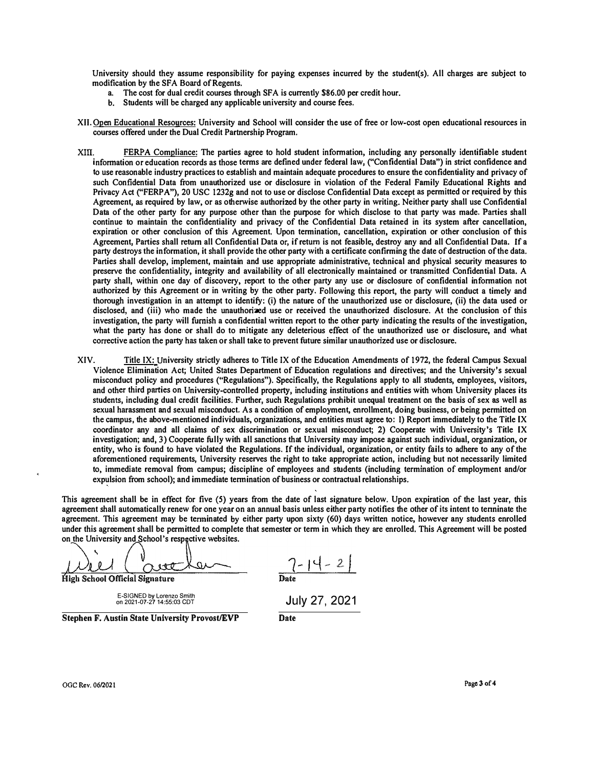University should they assume responsibility for paying expenses incurred by the student(s). All charges are subject to modification by the SFA Board of Regents.

a. The cost for dual credit courses through SFA is currently $86.00 per credit hour.
b. Students will be charged any applicable university and course fees.

XII. Open Educational Resources: University and School will consider the use of free or low-cost open educational resources in courses offered under the Dual Credit Partnership Program.

XIII. FERPA Compliance: The parties agree to hold student information, including any personally identifiable student information or education records as those terms are defined under federal law, ("Confidential Data") in strict confidence and to use reasonable industry practices to establish and maintain adequate procedures to ensure the confidentiality and privacy of such Confidential Data from unauthorized use or disclosure in violation of the Federal Family Educational Rights and Privacy Act ("FERPA"), 20 USC 1232g and not to use or disclose Confidential Data except as permitted or required by this Agreement, as required by law, or as otherwise authorized by the other party in writing. Neither party shall use Confidential Data of the other party for any purpose other than the purpose for which disclose to that party was made. Parties shall continue to maintain the confidentiality and privacy of the Confidential Data retained in its system after cancellation, expiration or other conclusion of this Agreement. Upon termination, cancellation, expiration or other conclusion of this Agreement, Parties shall return all Confidential Data or, if return is not feasible, destroy any and all Confidential Data. If a party destroys the information, it shall provide the other party with a certificate confirming the date of destruction of the data. Parties shall develop, implement, maintain and use appropriate administrative, technical and physical security measures to preserve the confidentiality, integrity and availability of all electronically maintained or transmitted Confidential Data. A party shall, within one day of discovery, report to the other party any use or disclosure of confidential information not authorized by this Agreement or in writing by the other party. Following this report, the party will conduct a timely and thorough investigation in an attempt to identify: (i) the nature of the unauthorized use or disclosure, (ii) the data used or disclosed, and (iii) who made the unauthorized use or received the unauthorized disclosure. At the conclusion of this investigation, the party will furnish a confidential written report to the other party indicating the results of the investigation, what the party has done or shall do to mitigate any deleterious effect of the unauthorized use or disclosure, and what corrective action the party has taken or shall take to prevent future similar unauthorized use or disclosure.

XIV. Title IX: University strictly adheres to Title IX of the Education Amendments of 1972, the federal Campus Sexual Violence Elimination Act; United States Department of Education regulations and directives; and the University's sexual misconduct policy and procedures ("Regulations"). Specifically, the Regulations apply to all students, employees, visitors, and other third parties on University-controlled property, including institutions and entities with whom University places its students, including dual credit facilities. Further, such Regulations prohibit unequal treatment on the basis of sex as well as sexual harassment and sexual misconduct. As a condition of employment, enrollment, doing business, or being permitted on the campus, the above-mentioned individuals, organizations, and entities must agree to: 1) Report immediately to the Title IX coordinator any and all claims of sex discrimination or sexual misconduct; 2) Cooperate with University's Title IX investigation; and, 3) Cooperate fully with all sanctions that University may impose against such individual, organization, or entity, who is found to have violated the Regulations. If the individual, organization, or entity fails to adhere to any of the aforementioned requirements, University reserves the right to take appropriate action, including but not necessarily limited to, immediate removal from campus; discipline of employees and students (including termination of employment and/or expulsion from school); and immediate termination of business or contractual relationships.

This agreement shall be in effect for five (5) years from the date of last signature below. Upon expiration of the last year, this agreement shall automatically renew for one year on an annual basis unless either party notifies the other of its intent to terminate the agreement. This agreement may be terminated by either party upon sixty (60) days written notice, however any students enrolled under this agreement shall be permitted to complete that semester or term in which they are enrolled. This Agreement will be posted on the University and School's respective websites.

Neil Crawther (signature) — 7-14-21

**High School Official Signature** — **Date**

E-SIGNED by Lorenzo Smith on 2021-07-27 14:55:03 CDT — July 27, 2021

**Stephen F. Austin State University Provost/EVP** — **Date**

OGC Rev. 06/2021